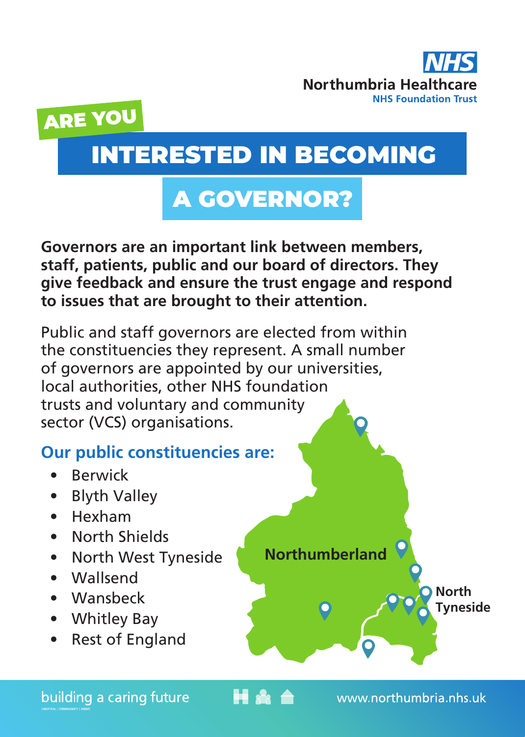Northumbria Healthcare
NHS Foundation Trust

# ARE YOU INTERESTED IN BECOMING A GOVERNOR?

**Governors are an important link between members, staff, patients, public and our board of directors. They give feedback and ensure the trust engage and respond to issues that are brought to their attention.**

Public and staff governors are elected from within the constituencies they represent. A small number of governors are appointed by our universities, local authorities, other NHS foundation trusts and voluntary and community sector (VCS) organisations.

## Our public constituencies are:

- Berwick
- Blyth Valley
- Hexham
- North Shields
- North West Tyneside
- Wallsend
- Wansbeck
- Whitley Bay
- Rest of England

Northumberland

North Tyneside

building a caring future

www.northumbria.nhs.uk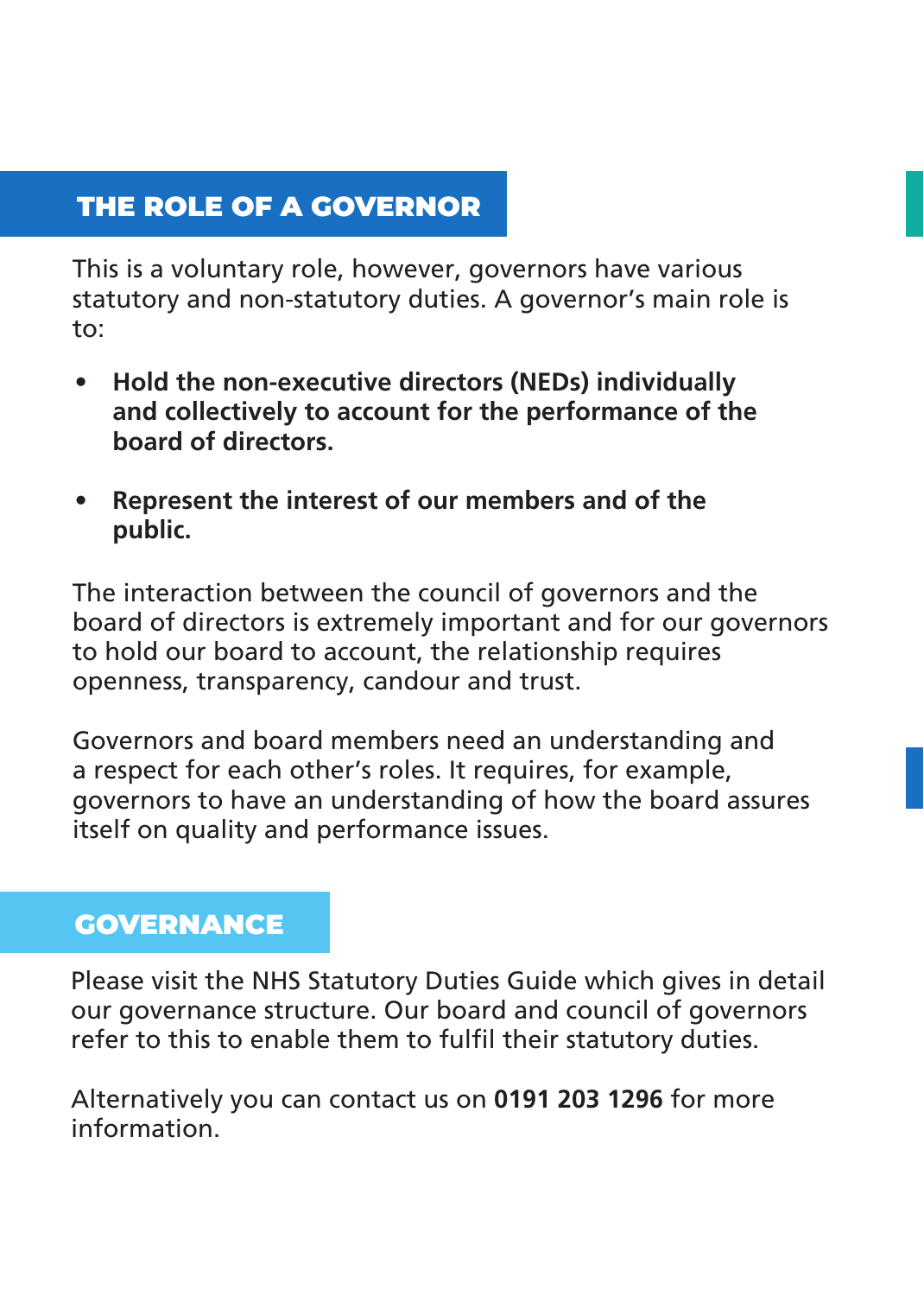## THE ROLE OF A GOVERNOR

This is a voluntary role, however, governors have various statutory and non-statutory duties. A governor's main role is to:

- **Hold the non-executive directors (NEDs) individually and collectively to account for the performance of the board of directors.**
- **Represent the interest of our members and of the public.**

The interaction between the council of governors and the board of directors is extremely important and for our governors to hold our board to account, the relationship requires openness, transparency, candour and trust.

Governors and board members need an understanding and a respect for each other's roles. It requires, for example, governors to have an understanding of how the board assures itself on quality and performance issues.

## GOVERNANCE

Please visit the NHS Statutory Duties Guide which gives in detail our governance structure. Our board and council of governors refer to this to enable them to fulfil their statutory duties.

Alternatively you can contact us on **0191 203 1296** for more information.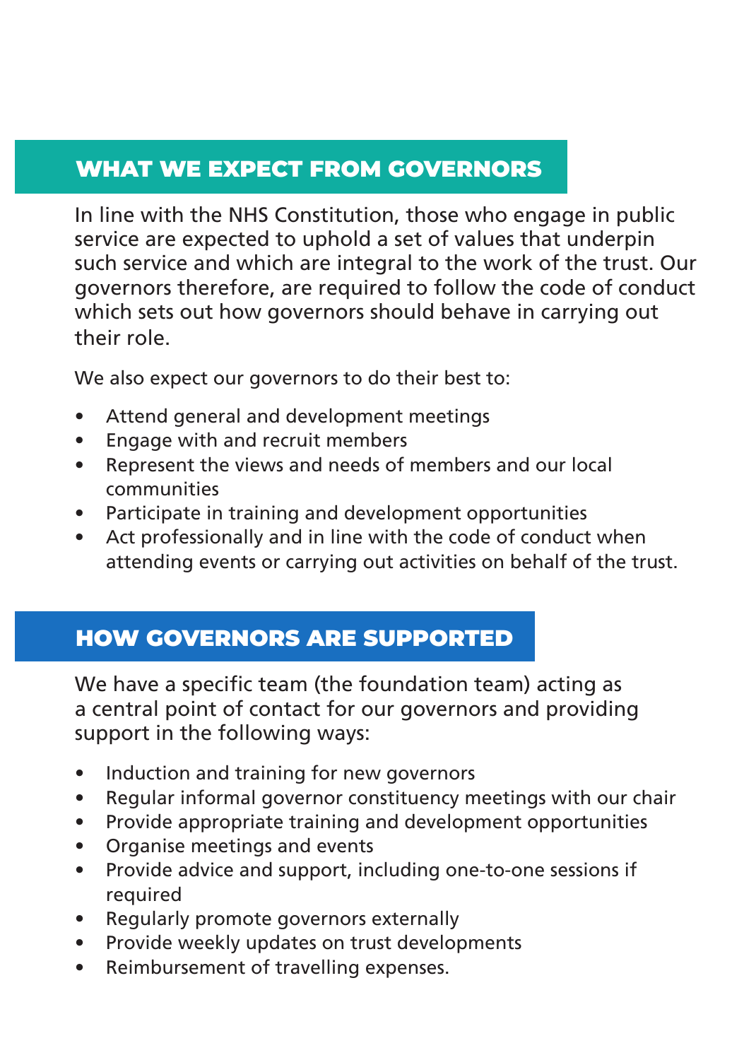## WHAT WE EXPECT FROM GOVERNORS

In line with the NHS Constitution, those who engage in public service are expected to uphold a set of values that underpin such service and which are integral to the work of the trust. Our governors therefore, are required to follow the code of conduct which sets out how governors should behave in carrying out their role.

We also expect our governors to do their best to:

- Attend general and development meetings
- Engage with and recruit members
- Represent the views and needs of members and our local communities
- Participate in training and development opportunities
- Act professionally and in line with the code of conduct when attending events or carrying out activities on behalf of the trust.

## HOW GOVERNORS ARE SUPPORTED

We have a specific team (the foundation team) acting as a central point of contact for our governors and providing support in the following ways:

- Induction and training for new governors
- Regular informal governor constituency meetings with our chair
- Provide appropriate training and development opportunities
- Organise meetings and events
- Provide advice and support, including one-to-one sessions if required
- Regularly promote governors externally
- Provide weekly updates on trust developments
- Reimbursement of travelling expenses.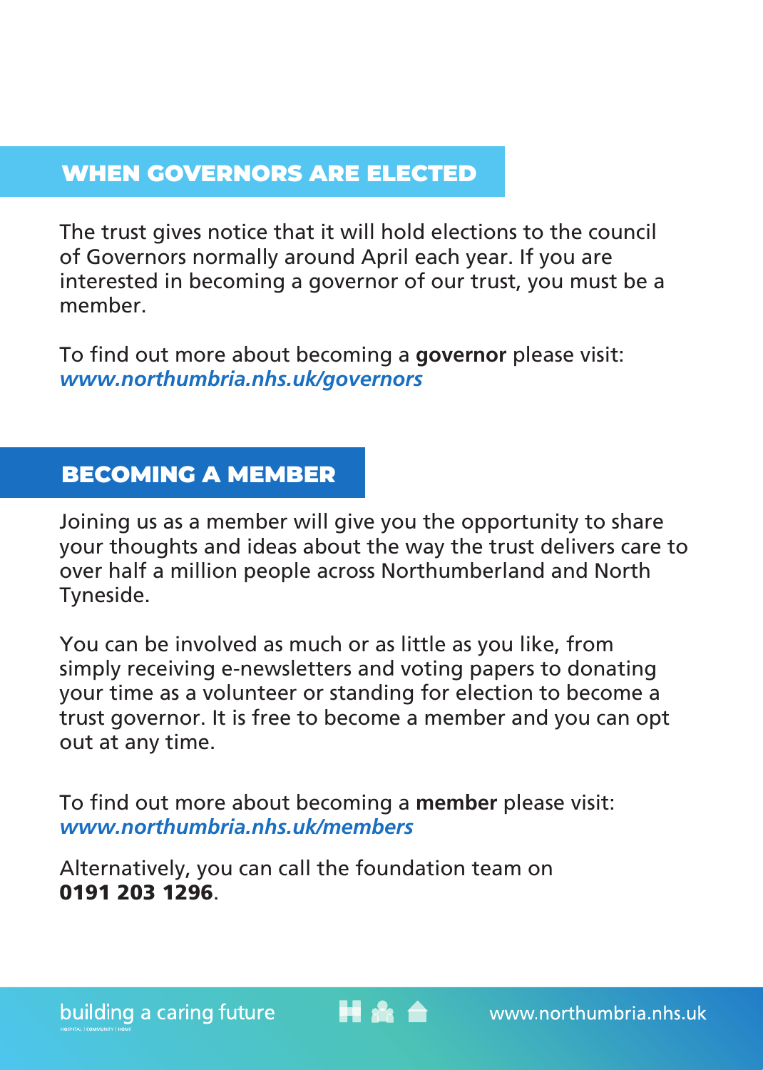## WHEN GOVERNORS ARE ELECTED

The trust gives notice that it will hold elections to the council of Governors normally around April each year. If you are interested in becoming a governor of our trust, you must be a member.

To find out more about becoming a **governor** please visit: ***www.northumbria.nhs.uk/governors***

## BECOMING A MEMBER

Joining us as a member will give you the opportunity to share your thoughts and ideas about the way the trust delivers care to over half a million people across Northumberland and North Tyneside.

You can be involved as much or as little as you like, from simply receiving e-newsletters and voting papers to donating your time as a volunteer or standing for election to become a trust governor. It is free to become a member and you can opt out at any time.

To find out more about becoming a **member** please visit: ***www.northumbria.nhs.uk/members***

Alternatively, you can call the foundation team on **0191 203 1296**.